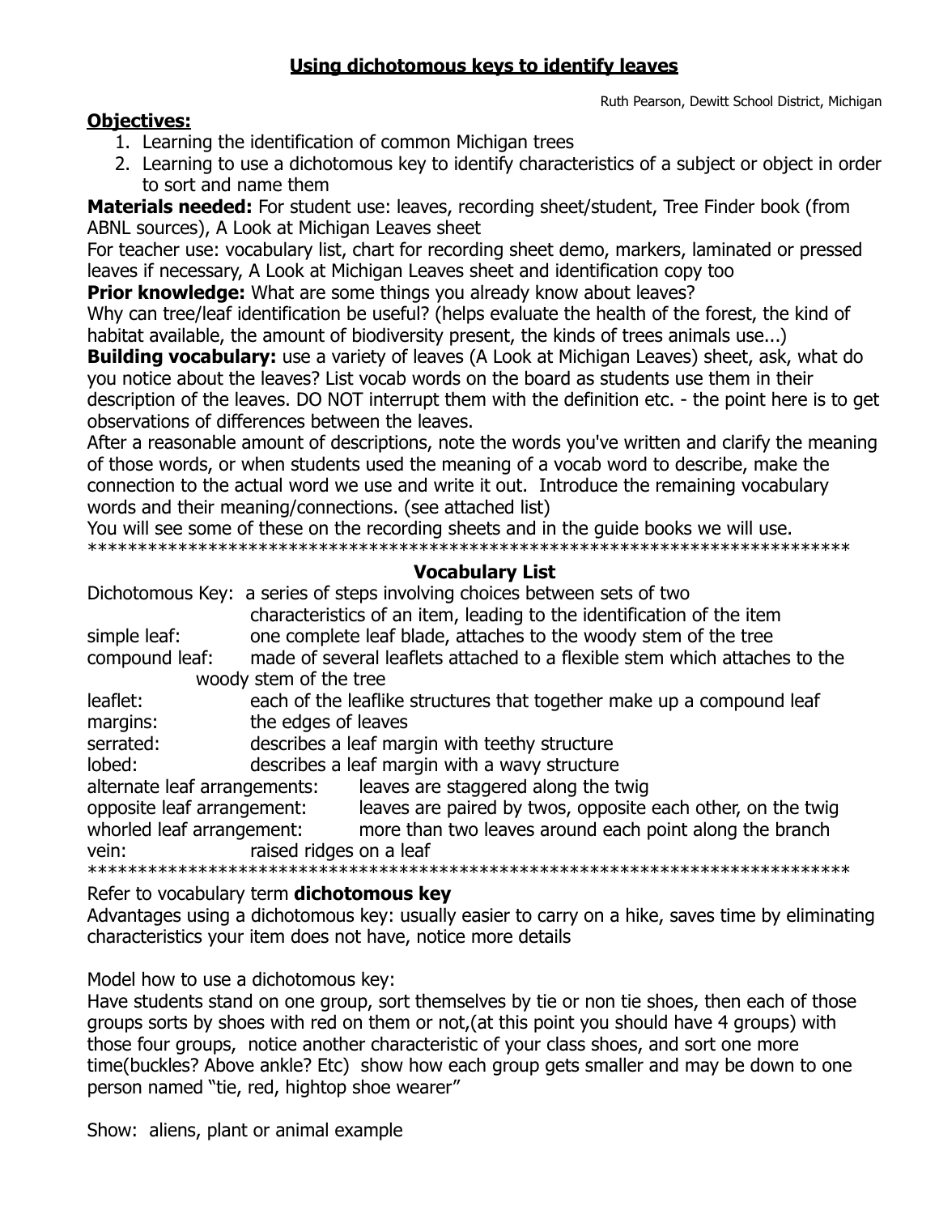# Using dichotomous keys to identify leaves

Ruth Pearson, Dewitt School District, Michigan

**Objectives:**

1. Learning the identification of common Michigan trees
2. Learning to use a dichotomous key to identify characteristics of a subject or object in order to sort and name them

**Materials needed:** For student use: leaves, recording sheet/student, Tree Finder book (from ABNL sources), A Look at Michigan Leaves sheet

For teacher use: vocabulary list, chart for recording sheet demo, markers, laminated or pressed leaves if necessary, A Look at Michigan Leaves sheet and identification copy too

**Prior knowledge:** What are some things you already know about leaves?

Why can tree/leaf identification be useful? (helps evaluate the health of the forest, the kind of habitat available, the amount of biodiversity present, the kinds of trees animals use...)

**Building vocabulary:** use a variety of leaves (A Look at Michigan Leaves) sheet, ask, what do you notice about the leaves? List vocab words on the board as students use them in their description of the leaves. DO NOT interrupt them with the definition etc. - the point here is to get observations of differences between the leaves.

After a reasonable amount of descriptions, note the words you've written and clarify the meaning of those words, or when students used the meaning of a vocab word to describe, make the connection to the actual word we use and write it out. Introduce the remaining vocabulary words and their meaning/connections. (see attached list)

You will see some of these on the recording sheets and in the guide books we will use.

******************************************************************************

## Vocabulary List

Dichotomous Key: a series of steps involving choices between sets of two characteristics of an item, leading to the identification of the item

simple leaf: one complete leaf blade, attaches to the woody stem of the tree

compound leaf: made of several leaflets attached to a flexible stem which attaches to the woody stem of the tree

leaflet: each of the leaflike structures that together make up a compound leaf

margins: the edges of leaves

serrated: describes a leaf margin with teethy structure

lobed: describes a leaf margin with a wavy structure

alternate leaf arrangements: leaves are staggered along the twig

opposite leaf arrangement: leaves are paired by twos, opposite each other, on the twig

whorled leaf arrangement: more than two leaves around each point along the branch

vein: raised ridges on a leaf

******************************************************************************

Refer to vocabulary term **dichotomous key**

Advantages using a dichotomous key: usually easier to carry on a hike, saves time by eliminating characteristics your item does not have, notice more details

Model how to use a dichotomous key:

Have students stand on one group, sort themselves by tie or non tie shoes, then each of those groups sorts by shoes with red on them or not,(at this point you should have 4 groups) with those four groups, notice another characteristic of your class shoes, and sort one more time(buckles? Above ankle? Etc) show how each group gets smaller and may be down to one person named "tie, red, hightop shoe wearer"

Show: aliens, plant or animal example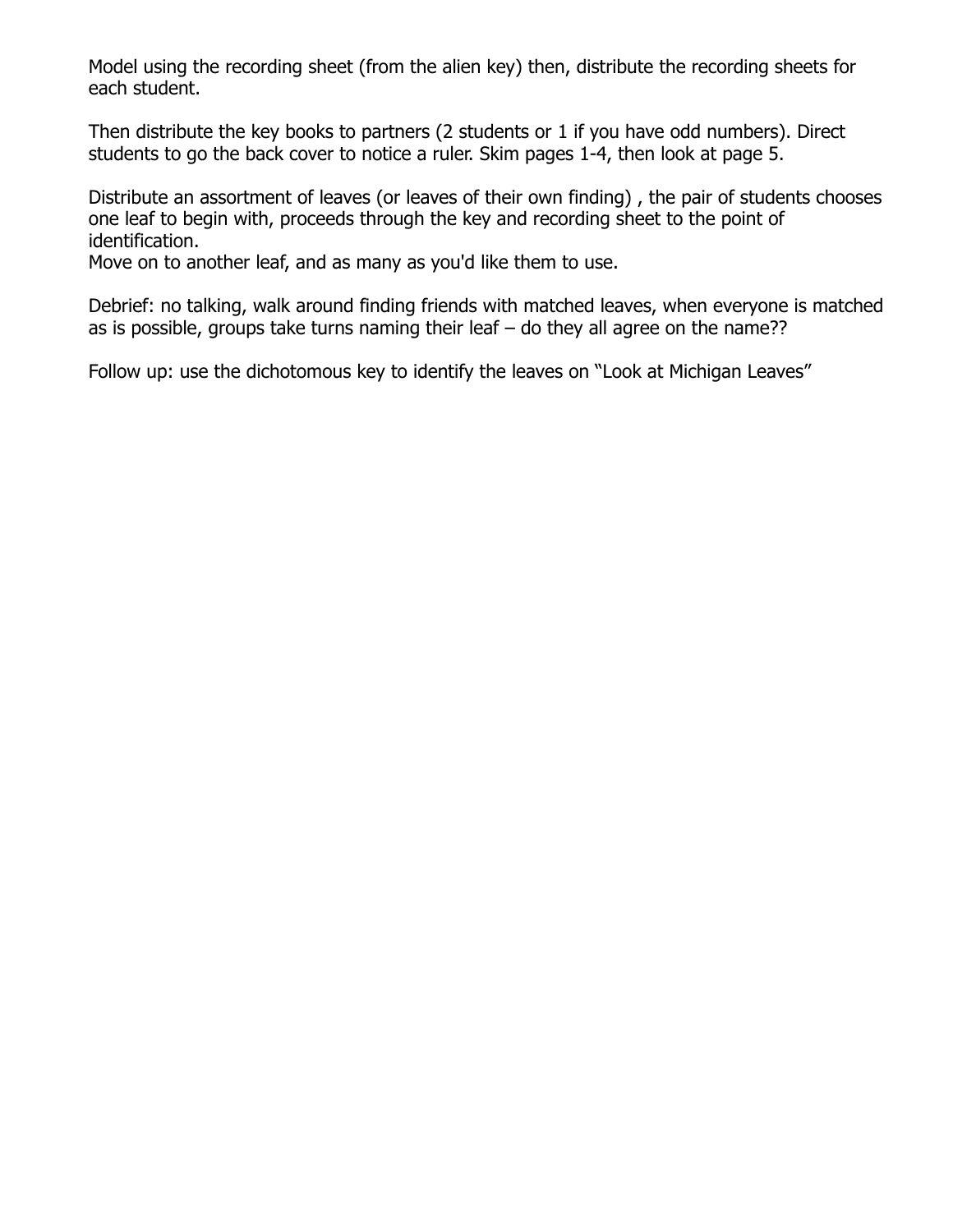Model using the recording sheet (from the alien key) then, distribute the recording sheets for each student.

Then distribute the key books to partners (2 students or 1 if you have odd numbers). Direct students to go the back cover to notice a ruler. Skim pages 1-4, then look at page 5.

Distribute an assortment of leaves (or leaves of their own finding) , the pair of students chooses one leaf to begin with, proceeds through the key and recording sheet to the point of identification.
Move on to another leaf, and as many as you'd like them to use.

Debrief: no talking, walk around finding friends with matched leaves, when everyone is matched as is possible, groups take turns naming their leaf – do they all agree on the name??

Follow up: use the dichotomous key to identify the leaves on "Look at Michigan Leaves"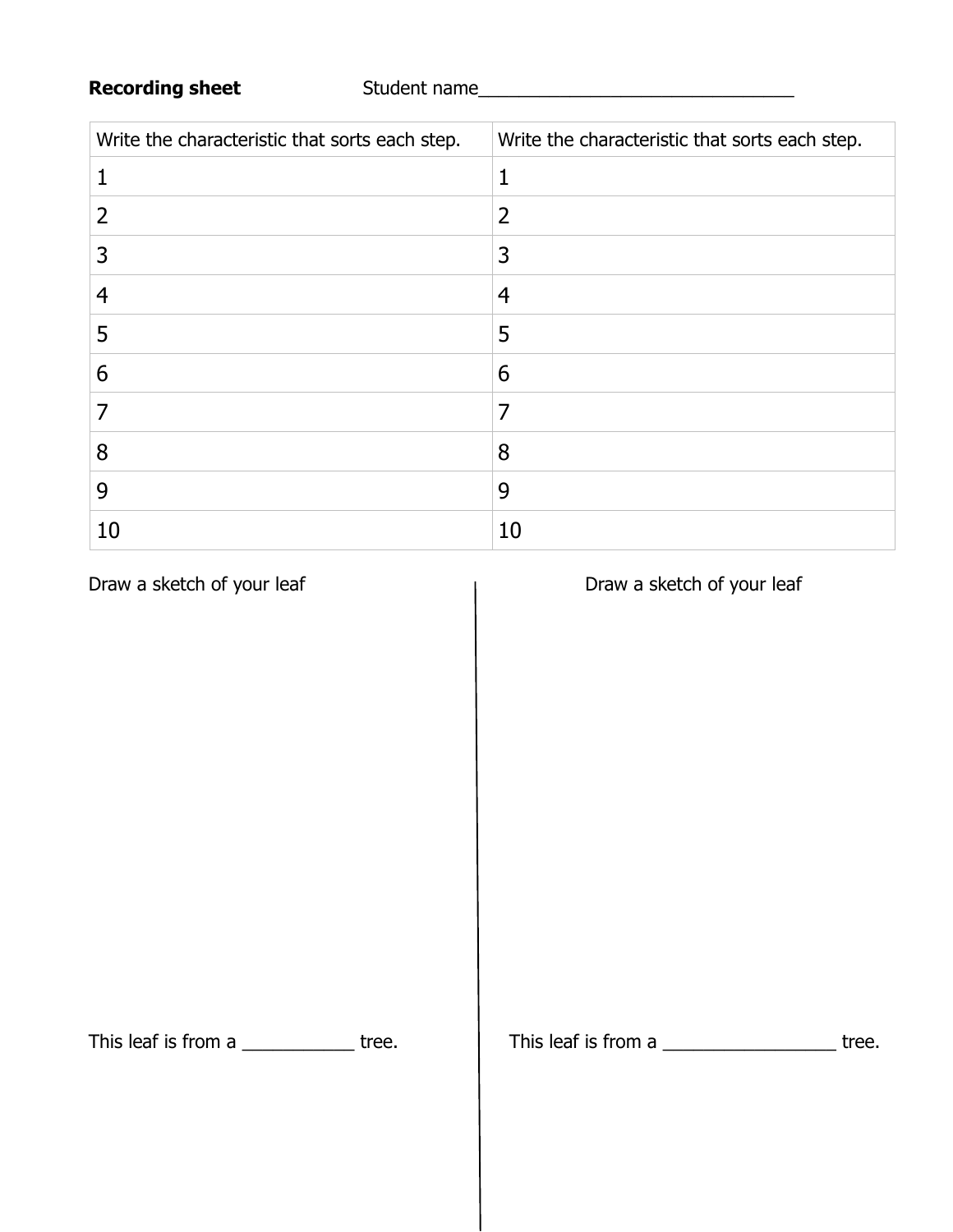**Recording sheet** Student name_______________________________

| Write the characteristic that sorts each step. | Write the characteristic that sorts each step. |
|---|---|
| 1 | 1 |
| 2 | 2 |
| 3 | 3 |
| 4 | 4 |
| 5 | 5 |
| 6 | 6 |
| 7 | 7 |
| 8 | 8 |
| 9 | 9 |
| 10 | 10 |

Draw a sketch of your leaf

This leaf is from a ___________ tree.

Draw a sketch of your leaf

This leaf is from a _________________ tree.